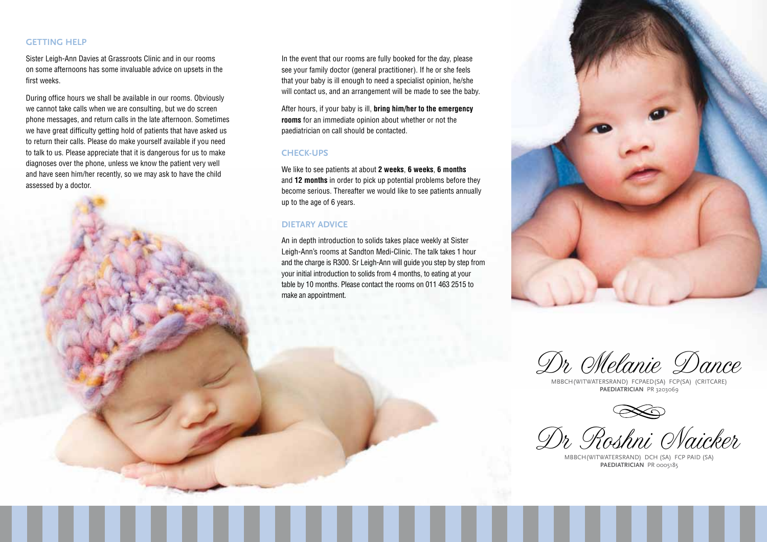## GETTING HELP

Sister Leigh-Ann Davies at Grassroots Clinic and in our rooms on some afternoons has some invaluable advice on upsets in the first weeks.

During office hours we shall be available in our rooms. Obviously we cannot take calls when we are consulting, but we do screen phone messages, and return calls in the late afternoon. Sometimes we have great difficulty getting hold of patients that have asked us to return their calls. Please do make yourself available if you need to talk to us. Please appreciate that it is dangerous for us to make diagnoses over the phone, unless we know the patient very well and have seen him/her recently, so we may ask to have the child assessed by a doctor.

In the event that our rooms are fully booked for the day, please see your family doctor (general practitioner). If he or she feels that your baby is ill enough to need a specialist opinion, he/she will contact us, and an arrangement will be made to see the baby.

After hours, if your baby is ill, **bring him/her to the emergency rooms** for an immediate opinion about whether or not the paediatrician on call should be contacted.

## CHECK-UPS

We like to see patients at about **2 weeks**, **6 weeks**, **6 months** and **12 months** in order to pick up potential problems before they become serious. Thereafter we would like to see patients annually up to the age of 6 years.

## DIETARY ADVICE

An in depth introduction to solids takes place weekly at Sister Leigh-Ann's rooms at Sandton Medi-Clinic. The talk takes 1 hour and the charge is R300. Sr Leigh-Ann will guide you step by step from your initial introduction to solids from 4 months, to eating at your table by 10 months. Please contact the rooms on 011 463 2515 to make an appointment.

# Dr Melanie Dance

MBBCH(WITWATERSRAND) FCPAED(SA) FCP(SA) (CRITCARE)
**PAEDIATRICIAN** PR 3203069

# Dr Roshni Naicker

MBBCH(WITWATERSRAND) DCH (SA) FCP PAID (SA)
**PAEDIATRICIAN** PR 0005185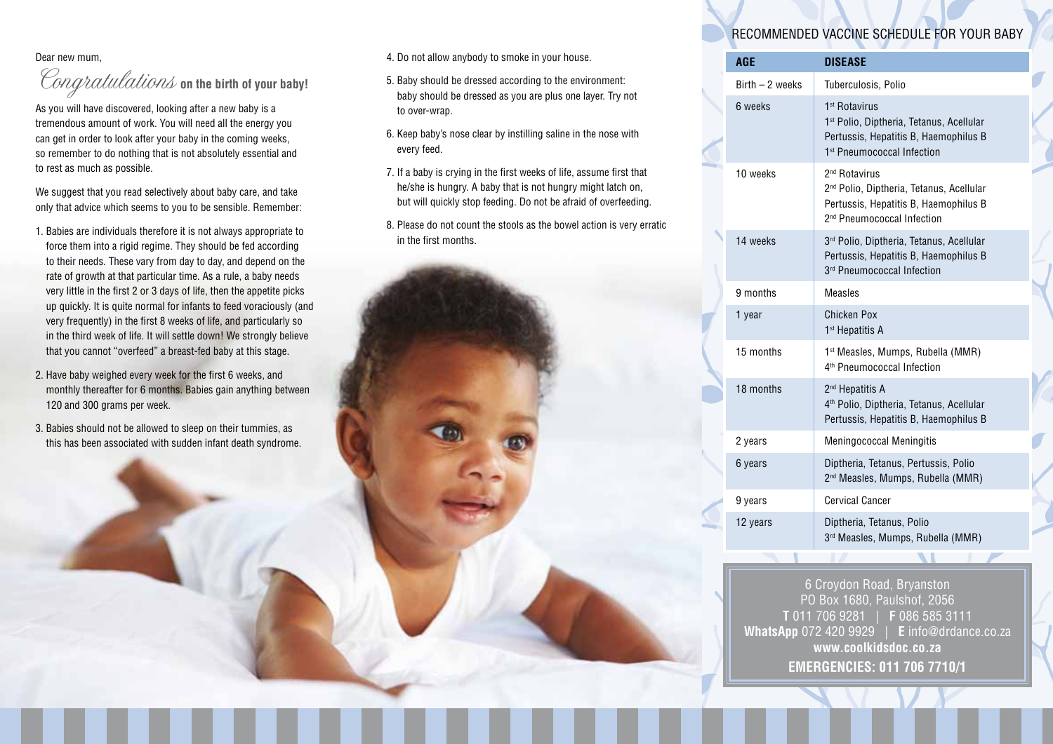Dear new mum,

*Congratulations* **on the birth of your baby!**

As you will have discovered, looking after a new baby is a tremendous amount of work. You will need all the energy you can get in order to look after your baby in the coming weeks, so remember to do nothing that is not absolutely essential and to rest as much as possible.

We suggest that you read selectively about baby care, and take only that advice which seems to you to be sensible. Remember:

1. Babies are individuals therefore it is not always appropriate to force them into a rigid regime. They should be fed according to their needs. These vary from day to day, and depend on the rate of growth at that particular time. As a rule, a baby needs very little in the first 2 or 3 days of life, then the appetite picks up quickly. It is quite normal for infants to feed voraciously (and very frequently) in the first 8 weeks of life, and particularly so in the third week of life. It will settle down! We strongly believe that you cannot "overfeed" a breast-fed baby at this stage.
2. Have baby weighed every week for the first 6 weeks, and monthly thereafter for 6 months. Babies gain anything between 120 and 300 grams per week.
3. Babies should not be allowed to sleep on their tummies, as this has been associated with sudden infant death syndrome.
4. Do not allow anybody to smoke in your house.
5. Baby should be dressed according to the environment: baby should be dressed as you are plus one layer. Try not to over-wrap.
6. Keep baby's nose clear by instilling saline in the nose with every feed.
7. If a baby is crying in the first weeks of life, assume first that he/she is hungry. A baby that is not hungry might latch on, but will quickly stop feeding. Do not be afraid of overfeeding.
8. Please do not count the stools as the bowel action is very erratic in the first months.

## RECOMMENDED VACCINE SCHEDULE FOR YOUR BABY

| AGE | DISEASE |
|---|---|
| Birth – 2 weeks | Tuberculosis, Polio |
| 6 weeks | 1st Rotavirus<br>1st Polio, Diptheria, Tetanus, Acellular Pertussis, Hepatitis B, Haemophilus B<br>1st Pneumococcal Infection |
| 10 weeks | 2nd Rotavirus<br>2nd Polio, Diptheria, Tetanus, Acellular Pertussis, Hepatitis B, Haemophilus B<br>2nd Pneumococcal Infection |
| 14 weeks | 3rd Polio, Diptheria, Tetanus, Acellular Pertussis, Hepatitis B, Haemophilus B<br>3rd Pneumococcal Infection |
| 9 months | Measles |
| 1 year | Chicken Pox<br>1st Hepatitis A |
| 15 months | 1st Measles, Mumps, Rubella (MMR)<br>4th Pneumococcal Infection |
| 18 months | 2nd Hepatitis A<br>4th Polio, Diptheria, Tetanus, Acellular Pertussis, Hepatitis B, Haemophilus B |
| 2 years | Meningococcal Meningitis |
| 6 years | Diptheria, Tetanus, Pertussis, Polio<br>2nd Measles, Mumps, Rubella (MMR) |
| 9 years | Cervical Cancer |
| 12 years | Diptheria, Tetanus, Polio<br>3rd Measles, Mumps, Rubella (MMR) |

6 Croydon Road, Bryanston
PO Box 1680, Paulshof, 2056
**T** 011 706 9281 | **F** 086 585 3111
**WhatsApp** 072 420 9929 | **E** info@drdance.co.za
**www.coolkidsdoc.co.za**
**EMERGENCIES: 011 706 7710/1**